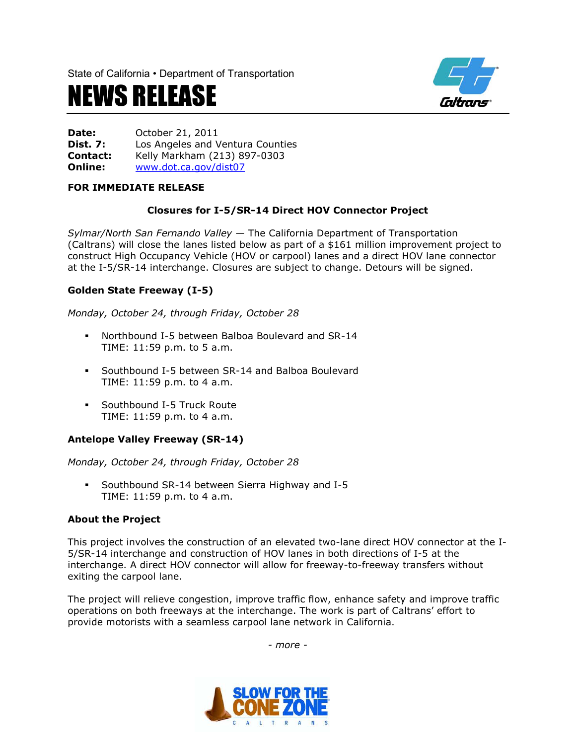State of California • Department of Transportation

# NEWS RELEASE

**Date:** October 21, 2011
**Dist. 7:** Los Angeles and Ventura Counties
**Contact:** Kelly Markham (213) 897-0303
**Online:** www.dot.ca.gov/dist07

**FOR IMMEDIATE RELEASE**

## Closures for I-5/SR-14 Direct HOV Connector Project

*Sylmar/North San Fernando Valley* — The California Department of Transportation (Caltrans) will close the lanes listed below as part of a $161 million improvement project to construct High Occupancy Vehicle (HOV or carpool) lanes and a direct HOV lane connector at the I-5/SR-14 interchange. Closures are subject to change. Detours will be signed.

### Golden State Freeway (I-5)

*Monday, October 24, through Friday, October 28*

- Northbound I-5 between Balboa Boulevard and SR-14
  TIME: 11:59 p.m. to 5 a.m.
- Southbound I-5 between SR-14 and Balboa Boulevard
  TIME: 11:59 p.m. to 4 a.m.
- Southbound I-5 Truck Route
  TIME: 11:59 p.m. to 4 a.m.

### Antelope Valley Freeway (SR-14)

*Monday, October 24, through Friday, October 28*

- Southbound SR-14 between Sierra Highway and I-5
  TIME: 11:59 p.m. to 4 a.m.

### About the Project

This project involves the construction of an elevated two-lane direct HOV connector at the I-5/SR-14 interchange and construction of HOV lanes in both directions of I-5 at the interchange. A direct HOV connector will allow for freeway-to-freeway transfers without exiting the carpool lane.

The project will relieve congestion, improve traffic flow, enhance safety and improve traffic operations on both freeways at the interchange. The work is part of Caltrans' effort to provide motorists with a seamless carpool lane network in California.

*- more -*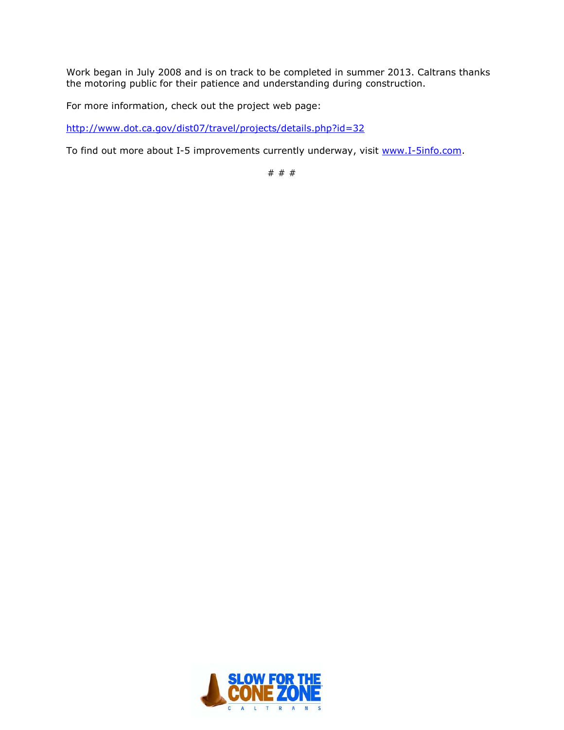Work began in July 2008 and is on track to be completed in summer 2013. Caltrans thanks the motoring public for their patience and understanding during construction.

For more information, check out the project web page:

http://www.dot.ca.gov/dist07/travel/projects/details.php?id=32

To find out more about I-5 improvements currently underway, visit www.I-5info.com.

# # #